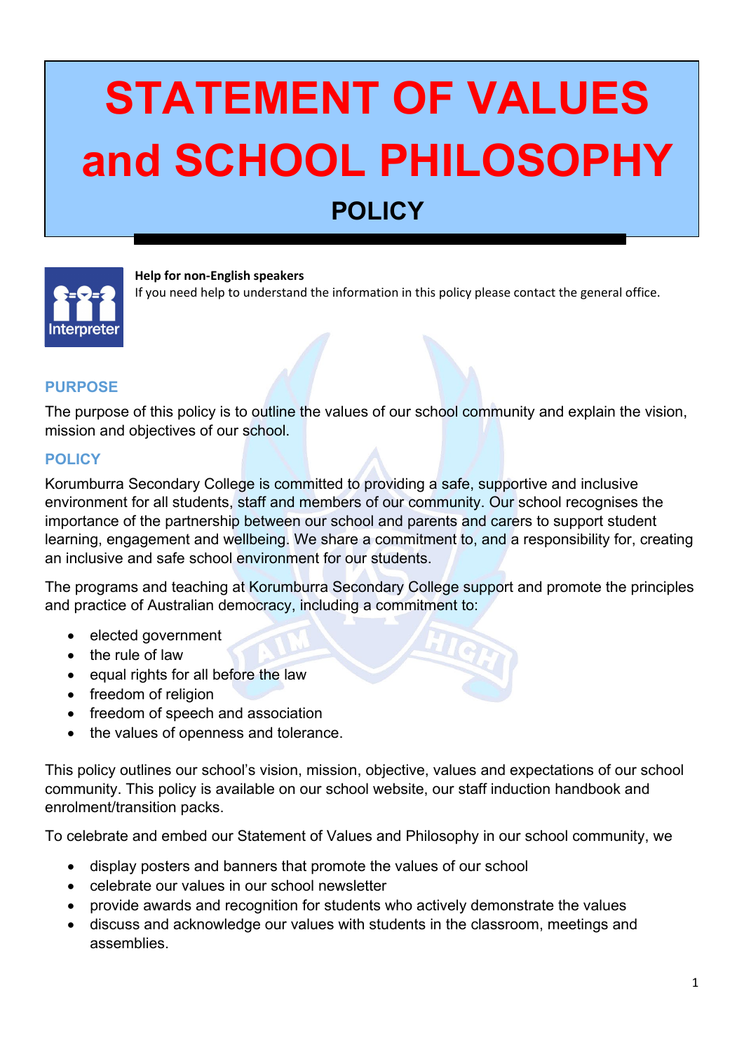# STATEMENT OF VALUES and SCHOOL PHILOSOPHY

## POLICY

**Help for non-English speakers**

If you need help to understand the information in this policy please contact the general office.

## PURPOSE

The purpose of this policy is to outline the values of our school community and explain the vision, mission and objectives of our school.

## POLICY

Korumburra Secondary College is committed to providing a safe, supportive and inclusive environment for all students, staff and members of our community. Our school recognises the importance of the partnership between our school and parents and carers to support student learning, engagement and wellbeing. We share a commitment to, and a responsibility for, creating an inclusive and safe school environment for our students.

The programs and teaching at Korumburra Secondary College support and promote the principles and practice of Australian democracy, including a commitment to:

- elected government
- the rule of law
- equal rights for all before the law
- freedom of religion
- freedom of speech and association
- the values of openness and tolerance.

This policy outlines our school's vision, mission, objective, values and expectations of our school community. This policy is available on our school website, our staff induction handbook and enrolment/transition packs.

To celebrate and embed our Statement of Values and Philosophy in our school community, we

- display posters and banners that promote the values of our school
- celebrate our values in our school newsletter
- provide awards and recognition for students who actively demonstrate the values
- discuss and acknowledge our values with students in the classroom, meetings and assemblies.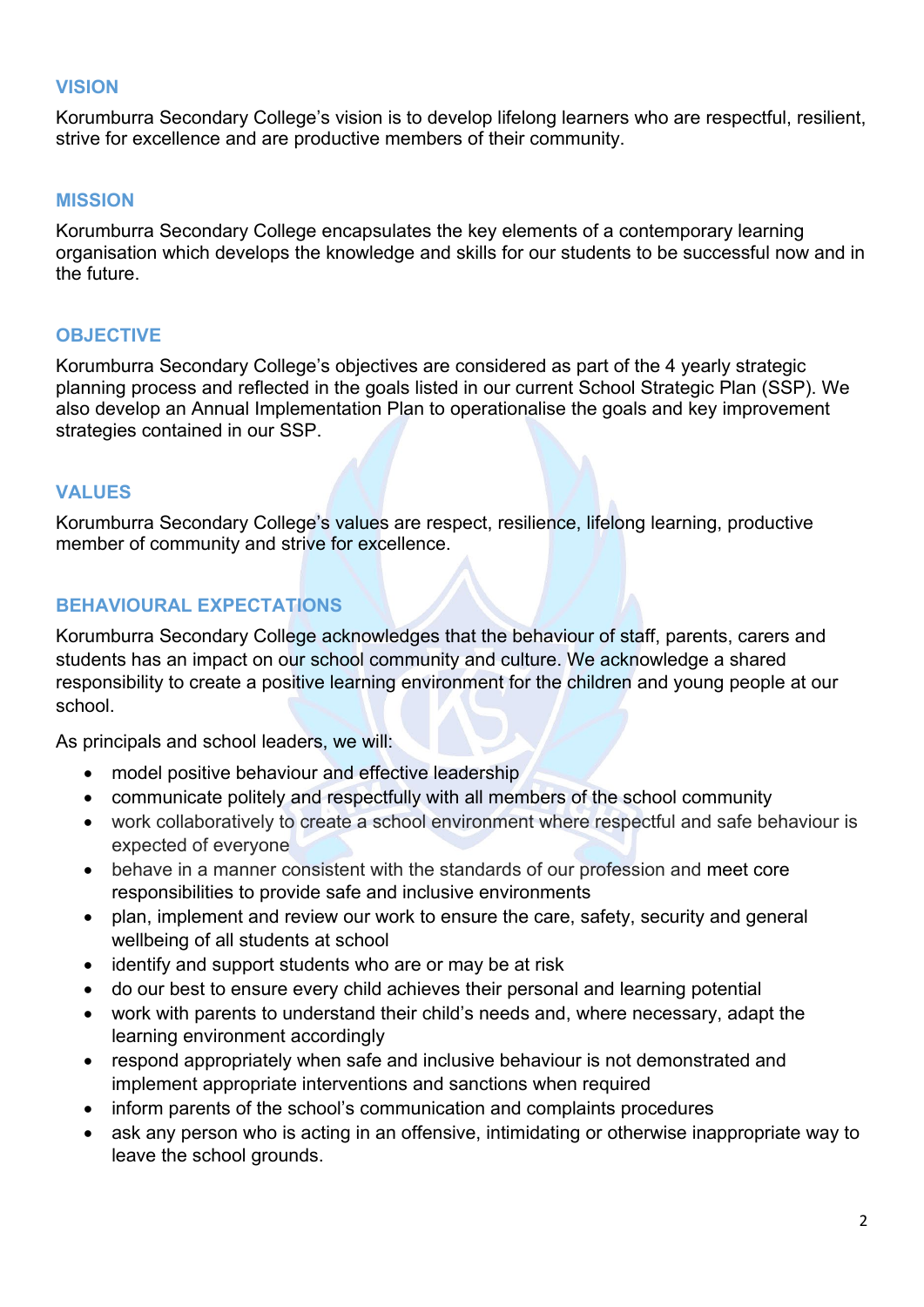## VISION

Korumburra Secondary College's vision is to develop lifelong learners who are respectful, resilient, strive for excellence and are productive members of their community.

## MISSION

Korumburra Secondary College encapsulates the key elements of a contemporary learning organisation which develops the knowledge and skills for our students to be successful now and in the future.

## OBJECTIVE

Korumburra Secondary College's objectives are considered as part of the 4 yearly strategic planning process and reflected in the goals listed in our current School Strategic Plan (SSP). We also develop an Annual Implementation Plan to operationalise the goals and key improvement strategies contained in our SSP.

## VALUES

Korumburra Secondary College's values are respect, resilience, lifelong learning, productive member of community and strive for excellence.

## BEHAVIOURAL EXPECTATIONS

Korumburra Secondary College acknowledges that the behaviour of staff, parents, carers and students has an impact on our school community and culture. We acknowledge a shared responsibility to create a positive learning environment for the children and young people at our school.

As principals and school leaders, we will:

- model positive behaviour and effective leadership
- communicate politely and respectfully with all members of the school community
- work collaboratively to create a school environment where respectful and safe behaviour is expected of everyone
- behave in a manner consistent with the standards of our profession and meet core responsibilities to provide safe and inclusive environments
- plan, implement and review our work to ensure the care, safety, security and general wellbeing of all students at school
- identify and support students who are or may be at risk
- do our best to ensure every child achieves their personal and learning potential
- work with parents to understand their child's needs and, where necessary, adapt the learning environment accordingly
- respond appropriately when safe and inclusive behaviour is not demonstrated and implement appropriate interventions and sanctions when required
- inform parents of the school's communication and complaints procedures
- ask any person who is acting in an offensive, intimidating or otherwise inappropriate way to leave the school grounds.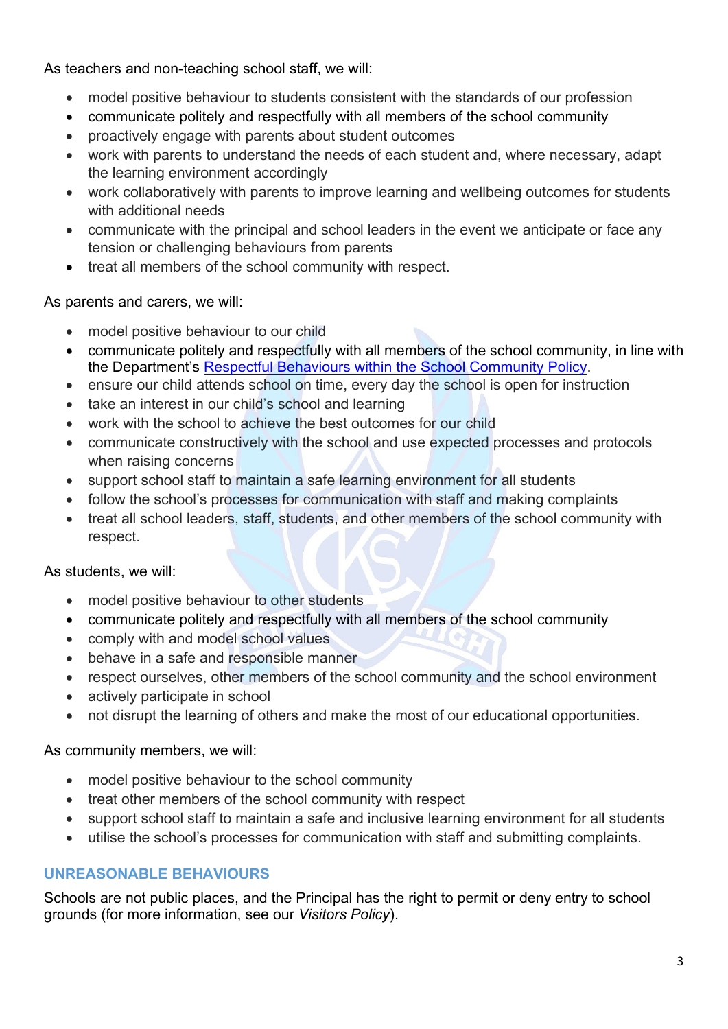As teachers and non-teaching school staff, we will:

- model positive behaviour to students consistent with the standards of our profession
- communicate politely and respectfully with all members of the school community
- proactively engage with parents about student outcomes
- work with parents to understand the needs of each student and, where necessary, adapt the learning environment accordingly
- work collaboratively with parents to improve learning and wellbeing outcomes for students with additional needs
- communicate with the principal and school leaders in the event we anticipate or face any tension or challenging behaviours from parents
- treat all members of the school community with respect.

As parents and carers, we will:

- model positive behaviour to our child
- communicate politely and respectfully with all members of the school community, in line with the Department's Respectful Behaviours within the School Community Policy.
- ensure our child attends school on time, every day the school is open for instruction
- take an interest in our child's school and learning
- work with the school to achieve the best outcomes for our child
- communicate constructively with the school and use expected processes and protocols when raising concerns
- support school staff to maintain a safe learning environment for all students
- follow the school's processes for communication with staff and making complaints
- treat all school leaders, staff, students, and other members of the school community with respect.

As students, we will:

- model positive behaviour to other students
- communicate politely and respectfully with all members of the school community
- comply with and model school values
- behave in a safe and responsible manner
- respect ourselves, other members of the school community and the school environment
- actively participate in school
- not disrupt the learning of others and make the most of our educational opportunities.

As community members, we will:

- model positive behaviour to the school community
- treat other members of the school community with respect
- support school staff to maintain a safe and inclusive learning environment for all students
- utilise the school's processes for communication with staff and submitting complaints.

## UNREASONABLE BEHAVIOURS

Schools are not public places, and the Principal has the right to permit or deny entry to school grounds (for more information, see our *Visitors Policy*).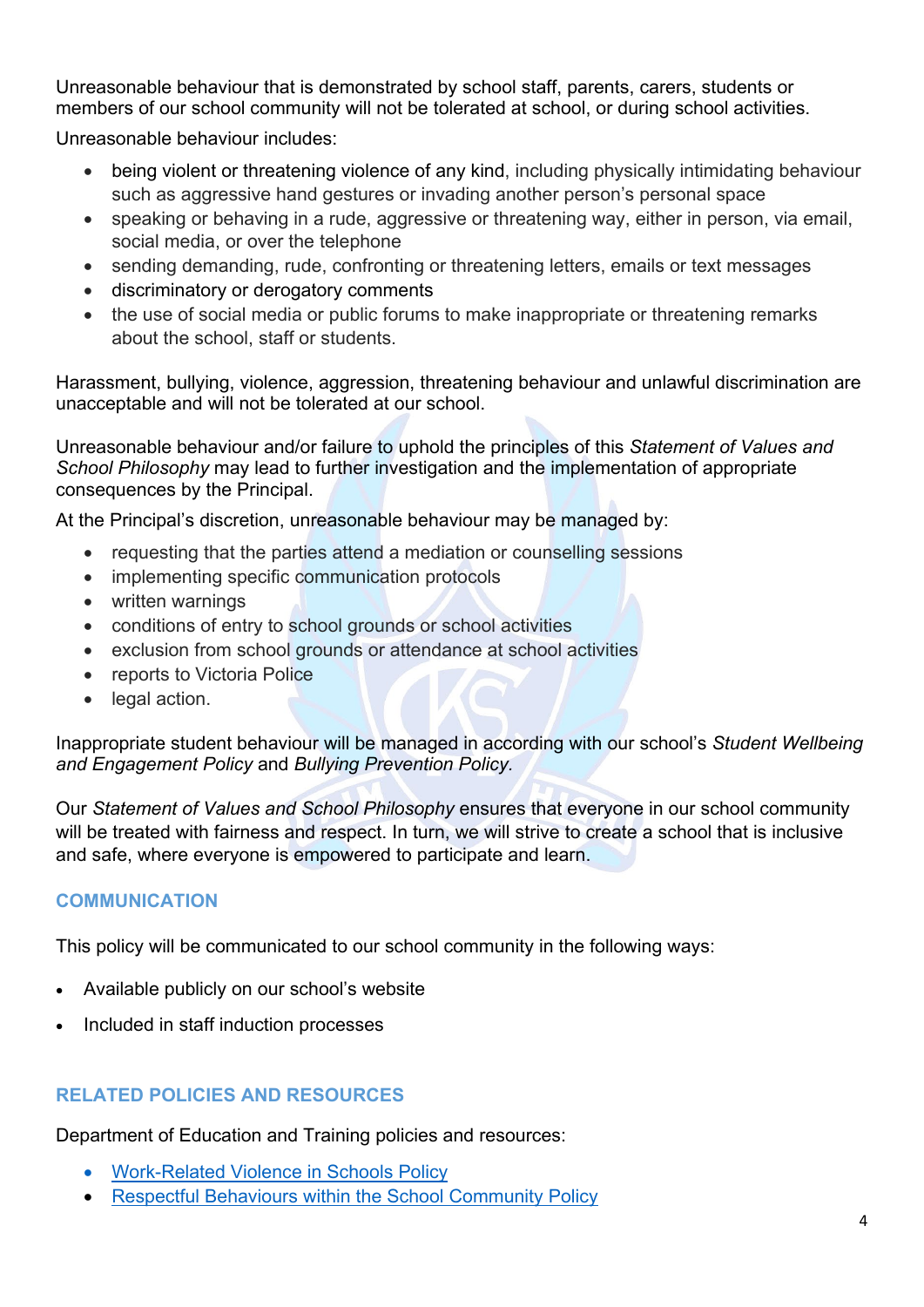Unreasonable behaviour that is demonstrated by school staff, parents, carers, students or members of our school community will not be tolerated at school, or during school activities.

Unreasonable behaviour includes:

- being violent or threatening violence of any kind, including physically intimidating behaviour such as aggressive hand gestures or invading another person's personal space
- speaking or behaving in a rude, aggressive or threatening way, either in person, via email, social media, or over the telephone
- sending demanding, rude, confronting or threatening letters, emails or text messages
- discriminatory or derogatory comments
- the use of social media or public forums to make inappropriate or threatening remarks about the school, staff or students.

Harassment, bullying, violence, aggression, threatening behaviour and unlawful discrimination are unacceptable and will not be tolerated at our school.

Unreasonable behaviour and/or failure to uphold the principles of this *Statement of Values and School Philosophy* may lead to further investigation and the implementation of appropriate consequences by the Principal.

At the Principal's discretion, unreasonable behaviour may be managed by:

- requesting that the parties attend a mediation or counselling sessions
- implementing specific communication protocols
- written warnings
- conditions of entry to school grounds or school activities
- exclusion from school grounds or attendance at school activities
- reports to Victoria Police
- legal action.

Inappropriate student behaviour will be managed in according with our school's *Student Wellbeing and Engagement Policy* and *Bullying Prevention Policy*.

Our *Statement of Values and School Philosophy* ensures that everyone in our school community will be treated with fairness and respect. In turn, we will strive to create a school that is inclusive and safe, where everyone is empowered to participate and learn.

## COMMUNICATION

This policy will be communicated to our school community in the following ways:

- Available publicly on our school's website
- Included in staff induction processes

## RELATED POLICIES AND RESOURCES

Department of Education and Training policies and resources:

- Work-Related Violence in Schools Policy
- Respectful Behaviours within the School Community Policy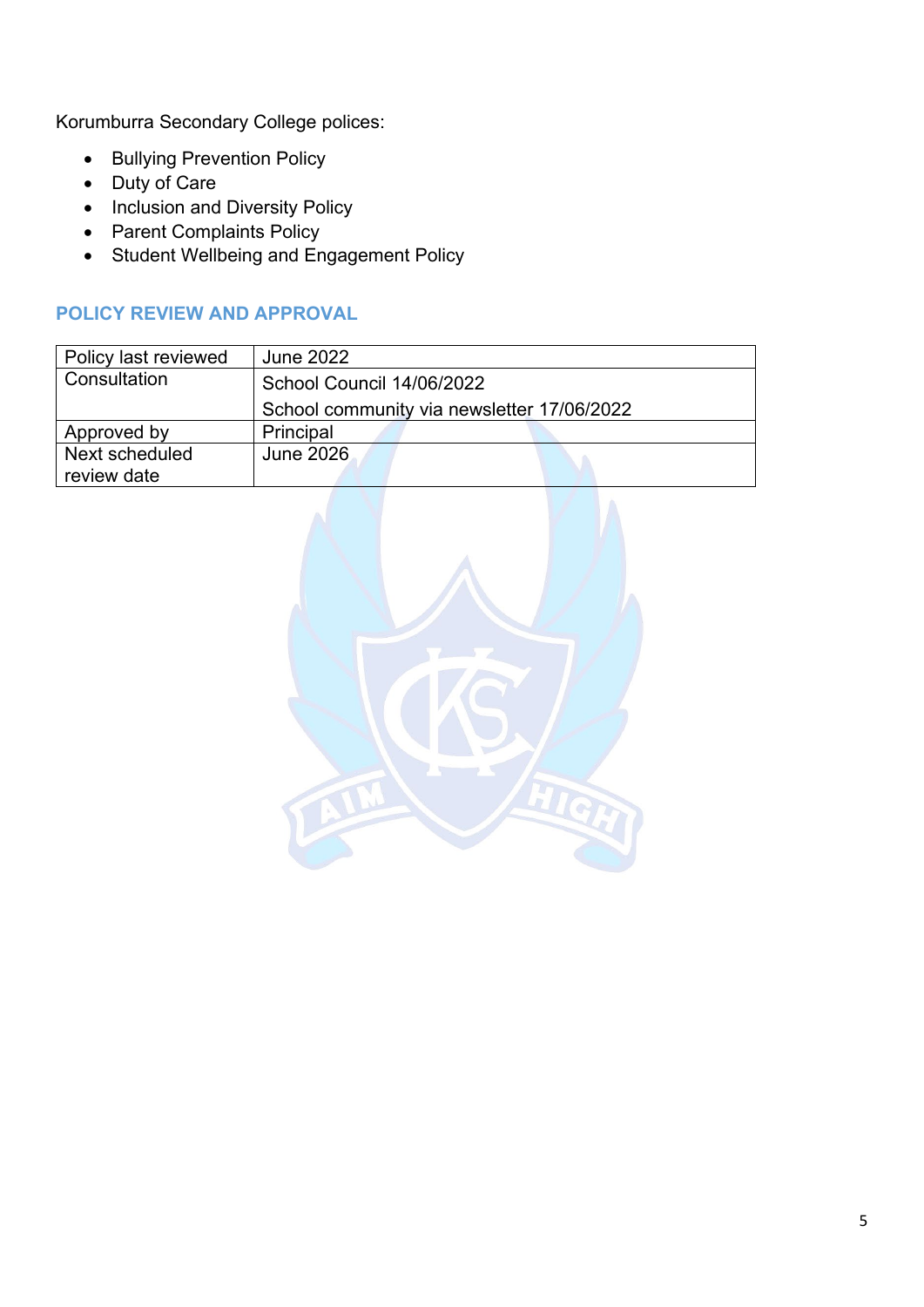Korumburra Secondary College polices:

- Bullying Prevention Policy
- Duty of Care
- Inclusion and Diversity Policy
- Parent Complaints Policy
- Student Wellbeing and Engagement Policy

## POLICY REVIEW AND APPROVAL

| | |
|---|---|
| Policy last reviewed | June 2022 |
| Consultation | School Council 14/06/2022<br>School community via newsletter 17/06/2022 |
| Approved by | Principal |
| Next scheduled review date | June 2026 |